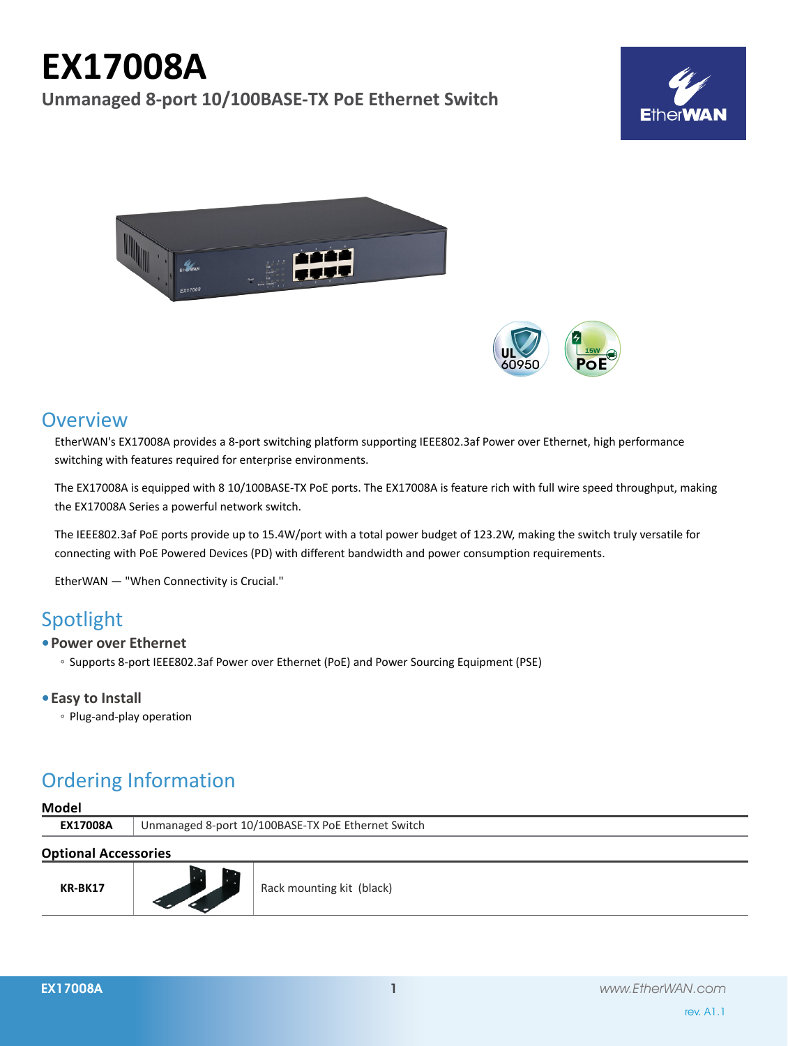# EX17008A

## Unmanaged 8-port 10/100BASE-TX PoE Ethernet Switch

## Overview

EtherWAN's EX17008A provides a 8-port switching platform supporting IEEE802.3af Power over Ethernet, high performance switching with features required for enterprise environments.

The EX17008A is equipped with 8 10/100BASE-TX PoE ports. The EX17008A is feature rich with full wire speed throughput, making the EX17008A Series a powerful network switch.

The IEEE802.3af PoE ports provide up to 15.4W/port with a total power budget of 123.2W, making the switch truly versatile for connecting with PoE Powered Devices (PD) with different bandwidth and power consumption requirements.

EtherWAN — "When Connectivity is Crucial."

## Spotlight

- **Power over Ethernet**
  - Supports 8-port IEEE802.3af Power over Ethernet (PoE) and Power Sourcing Equipment (PSE)
- **Easy to Install**
  - Plug-and-play operation

## Ordering Information

**Model**

| | |
|---|---|
| **EX17008A** | Unmanaged 8-port 10/100BASE-TX PoE Ethernet Switch |

**Optional Accessories**

| | | |
|---|---|---|
| **KR-BK17** | | Rack mounting kit (black) |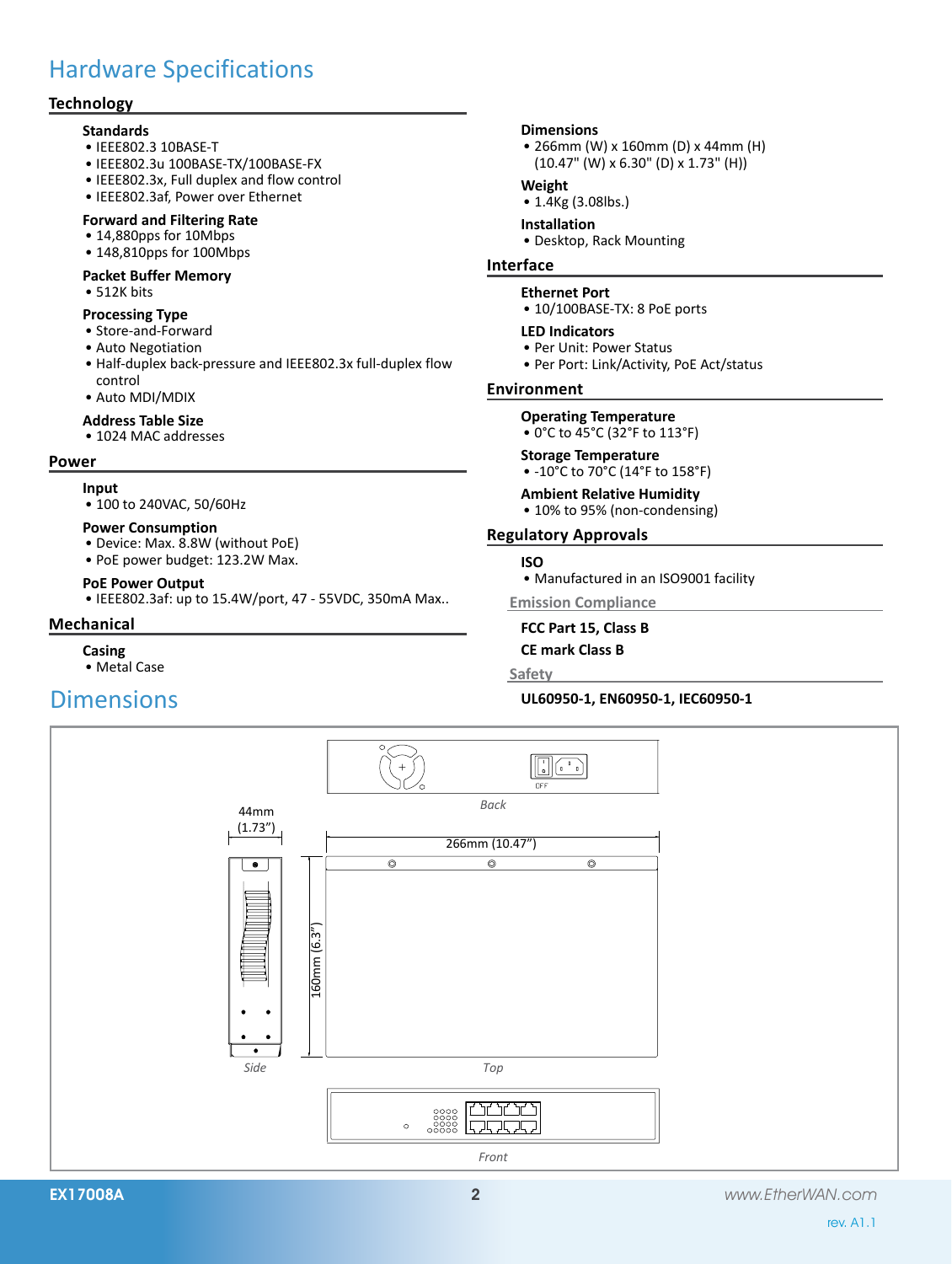# Hardware Specifications

## Technology

### Standards
- IEEE802.3 10BASE-T
- IEEE802.3u 100BASE-TX/100BASE-FX
- IEEE802.3x, Full duplex and flow control
- IEEE802.3af, Power over Ethernet

### Forward and Filtering Rate
- 14,880pps for 10Mbps
- 148,810pps for 100Mbps

### Packet Buffer Memory
- 512K bits

### Processing Type
- Store-and-Forward
- Auto Negotiation
- Half-duplex back-pressure and IEEE802.3x full-duplex flow control
- Auto MDI/MDIX

### Address Table Size
- 1024 MAC addresses

## Power

### Input
- 100 to 240VAC, 50/60Hz

### Power Consumption
- Device: Max. 8.8W (without PoE)
- PoE power budget: 123.2W Max.

### PoE Power Output
- IEEE802.3af: up to 15.4W/port, 47 - 55VDC, 350mA Max..

## Mechanical

### Casing
- Metal Case

### Dimensions
- 266mm (W) x 160mm (D) x 44mm (H) (10.47" (W) x 6.30" (D) x 1.73" (H))

### Weight
- 1.4Kg (3.08lbs.)

### Installation
- Desktop, Rack Mounting

## Interface

### Ethernet Port
- 10/100BASE-TX: 8 PoE ports

### LED Indicators
- Per Unit: Power Status
- Per Port: Link/Activity, PoE Act/status

## Environment

### Operating Temperature
- 0°C to 45°C (32°F to 113°F)

### Storage Temperature
- -10°C to 70°C (14°F to 158°F)

### Ambient Relative Humidity
- 10% to 95% (non-condensing)

## Regulatory Approvals

### ISO
- Manufactured in an ISO9001 facility

### Emission Compliance

**FCC Part 15, Class B**

**CE mark Class B**

### Safety

**UL60950-1, EN60950-1, IEC60950-1**

# Dimensions

Back

44mm (1.73")

266mm (10.47")

160mm (6.3")

Side

Top

Front